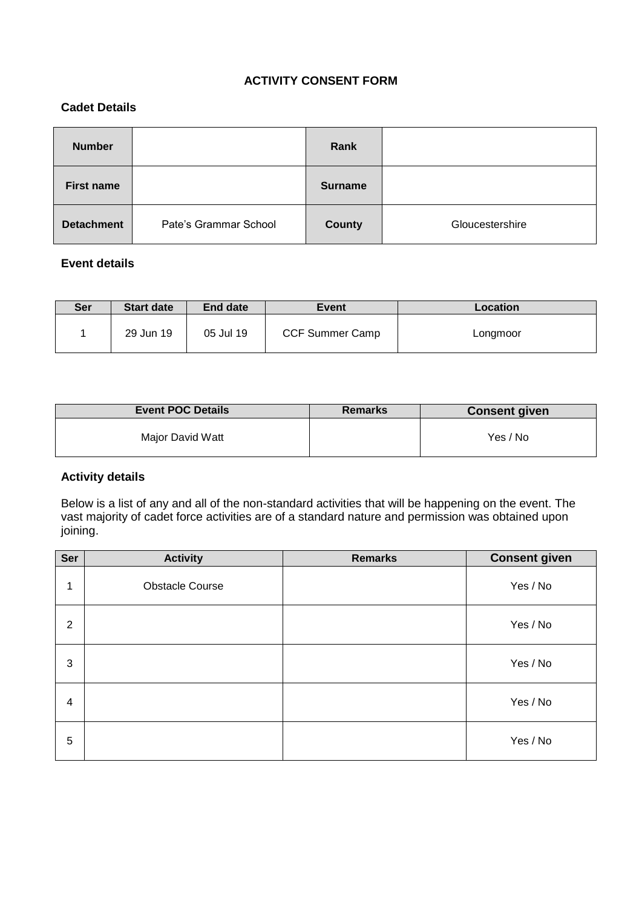# ACTIVITY CONSENT FORM

## Cadet Details

| **Number** | | **Rank** | |
|---|---|---|---|
| **First name** | | **Surname** | |
| **Detachment** | Pate's Grammar School | **County** | Gloucestershire |

## Event details

| Ser | Start date | End date | Event | Location |
|---|---|---|---|---|
| 1 | 29 Jun 19 | 05 Jul 19 | CCF Summer Camp | Longmoor |

| Event POC Details | Remarks | Consent given |
|---|---|---|
| Major David Watt | | Yes / No |

## Activity details

Below is a list of any and all of the non-standard activities that will be happening on the event. The vast majority of cadet force activities are of a standard nature and permission was obtained upon joining.

| Ser | Activity | Remarks | Consent given |
|---|---|---|---|
| 1 | Obstacle Course | | Yes / No |
| 2 | | | Yes / No |
| 3 | | | Yes / No |
| 4 | | | Yes / No |
| 5 | | | Yes / No |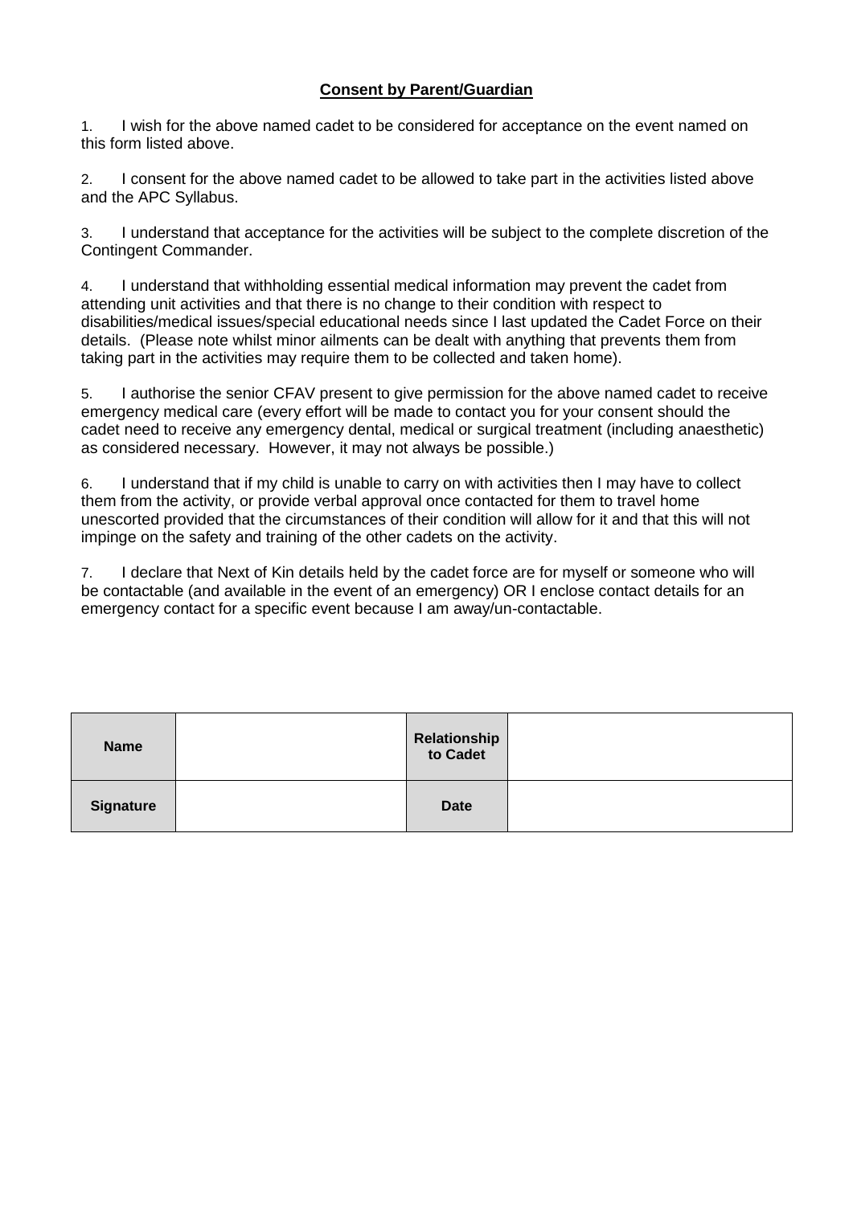## Consent by Parent/Guardian

1. I wish for the above named cadet to be considered for acceptance on the event named on this form listed above.

2. I consent for the above named cadet to be allowed to take part in the activities listed above and the APC Syllabus.

3. I understand that acceptance for the activities will be subject to the complete discretion of the Contingent Commander.

4. I understand that withholding essential medical information may prevent the cadet from attending unit activities and that there is no change to their condition with respect to disabilities/medical issues/special educational needs since I last updated the Cadet Force on their details. (Please note whilst minor ailments can be dealt with anything that prevents them from taking part in the activities may require them to be collected and taken home).

5. I authorise the senior CFAV present to give permission for the above named cadet to receive emergency medical care (every effort will be made to contact you for your consent should the cadet need to receive any emergency dental, medical or surgical treatment (including anaesthetic) as considered necessary. However, it may not always be possible.)

6. I understand that if my child is unable to carry on with activities then I may have to collect them from the activity, or provide verbal approval once contacted for them to travel home unescorted provided that the circumstances of their condition will allow for it and that this will not impinge on the safety and training of the other cadets on the activity.

7. I declare that Next of Kin details held by the cadet force are for myself or someone who will be contactable (and available in the event of an emergency) OR I enclose contact details for an emergency contact for a specific event because I am away/un-contactable.

| | | | |
|---|---|---|---|
| **Name** | | **Relationship to Cadet** | |
| **Signature** | | **Date** | |